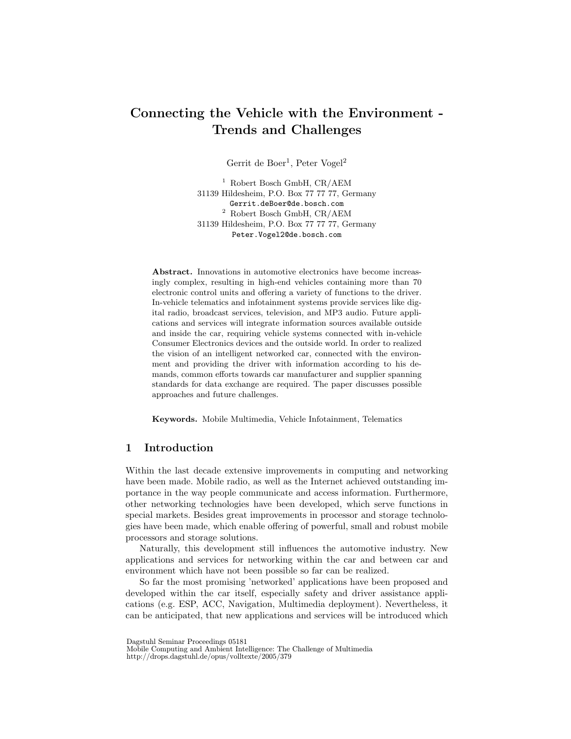# Connecting the Vehicle with the Environment - Trends and Challenges

Gerrit de Boer[1], Peter Vogel[2]

[1] Robert Bosch GmbH, CR/AEM
31139 Hildesheim, P.O. Box 77 77 77, Germany
Gerrit.deBoer@de.bosch.com

[2] Robert Bosch GmbH, CR/AEM
31139 Hildesheim, P.O. Box 77 77 77, Germany
Peter.Vogel2@de.bosch.com

**Abstract.** Innovations in automotive electronics have become increasingly complex, resulting in high-end vehicles containing more than 70 electronic control units and offering a variety of functions to the driver. In-vehicle telematics and infotainment systems provide services like digital radio, broadcast services, television, and MP3 audio. Future applications and services will integrate information sources available outside and inside the car, requiring vehicle systems connected with in-vehicle Consumer Electronics devices and the outside world. In order to realized the vision of an intelligent networked car, connected with the environment and providing the driver with information according to his demands, common efforts towards car manufacturer and supplier spanning standards for data exchange are required. The paper discusses possible approaches and future challenges.

**Keywords.** Mobile Multimedia, Vehicle Infotainment, Telematics

## 1 Introduction

Within the last decade extensive improvements in computing and networking have been made. Mobile radio, as well as the Internet achieved outstanding importance in the way people communicate and access information. Furthermore, other networking technologies have been developed, which serve functions in special markets. Besides great improvements in processor and storage technologies have been made, which enable offering of powerful, small and robust mobile processors and storage solutions.

Naturally, this development still influences the automotive industry. New applications and services for networking within the car and between car and environment which have not been possible so far can be realized.

So far the most promising 'networked' applications have been proposed and developed within the car itself, especially safety and driver assistance applications (e.g. ESP, ACC, Navigation, Multimedia deployment). Nevertheless, it can be anticipated, that new applications and services will be introduced which

Dagstuhl Seminar Proceedings 05181
Mobile Computing and Ambient Intelligence: The Challenge of Multimedia
http://drops.dagstuhl.de/opus/volltexte/2005/379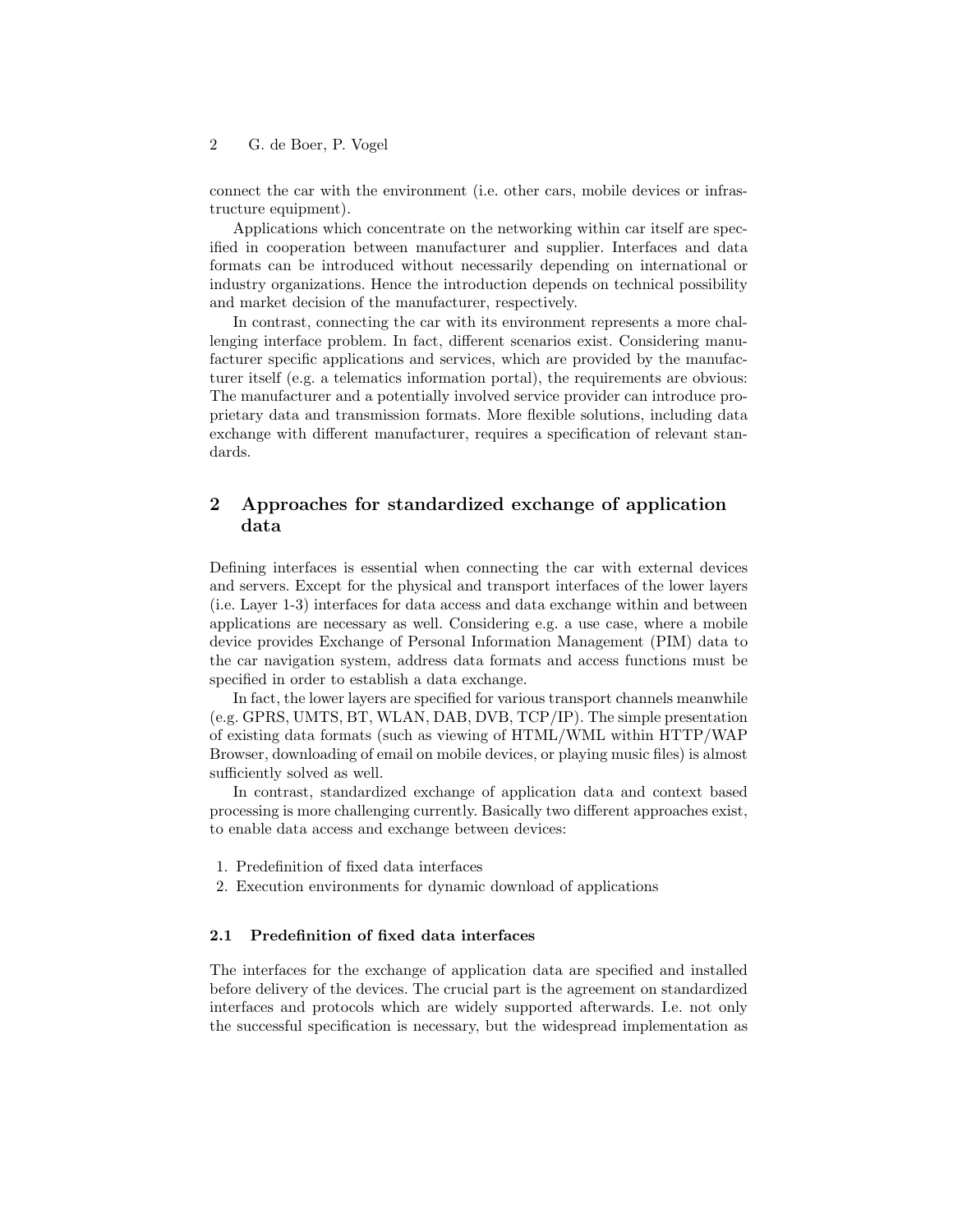connect the car with the environment (i.e. other cars, mobile devices or infrastructure equipment).

Applications which concentrate on the networking within car itself are specified in cooperation between manufacturer and supplier. Interfaces and data formats can be introduced without necessarily depending on international or industry organizations. Hence the introduction depends on technical possibility and market decision of the manufacturer, respectively.

In contrast, connecting the car with its environment represents a more challenging interface problem. In fact, different scenarios exist. Considering manufacturer specific applications and services, which are provided by the manufacturer itself (e.g. a telematics information portal), the requirements are obvious: The manufacturer and a potentially involved service provider can introduce proprietary data and transmission formats. More flexible solutions, including data exchange with different manufacturer, requires a specification of relevant standards.

## 2 Approaches for standardized exchange of application data

Defining interfaces is essential when connecting the car with external devices and servers. Except for the physical and transport interfaces of the lower layers (i.e. Layer 1-3) interfaces for data access and data exchange within and between applications are necessary as well. Considering e.g. a use case, where a mobile device provides Exchange of Personal Information Management (PIM) data to the car navigation system, address data formats and access functions must be specified in order to establish a data exchange.

In fact, the lower layers are specified for various transport channels meanwhile (e.g. GPRS, UMTS, BT, WLAN, DAB, DVB, TCP/IP). The simple presentation of existing data formats (such as viewing of HTML/WML within HTTP/WAP Browser, downloading of email on mobile devices, or playing music files) is almost sufficiently solved as well.

In contrast, standardized exchange of application data and context based processing is more challenging currently. Basically two different approaches exist, to enable data access and exchange between devices:

1. Predefinition of fixed data interfaces
2. Execution environments for dynamic download of applications

### 2.1 Predefinition of fixed data interfaces

The interfaces for the exchange of application data are specified and installed before delivery of the devices. The crucial part is the agreement on standardized interfaces and protocols which are widely supported afterwards. I.e. not only the successful specification is necessary, but the widespread implementation as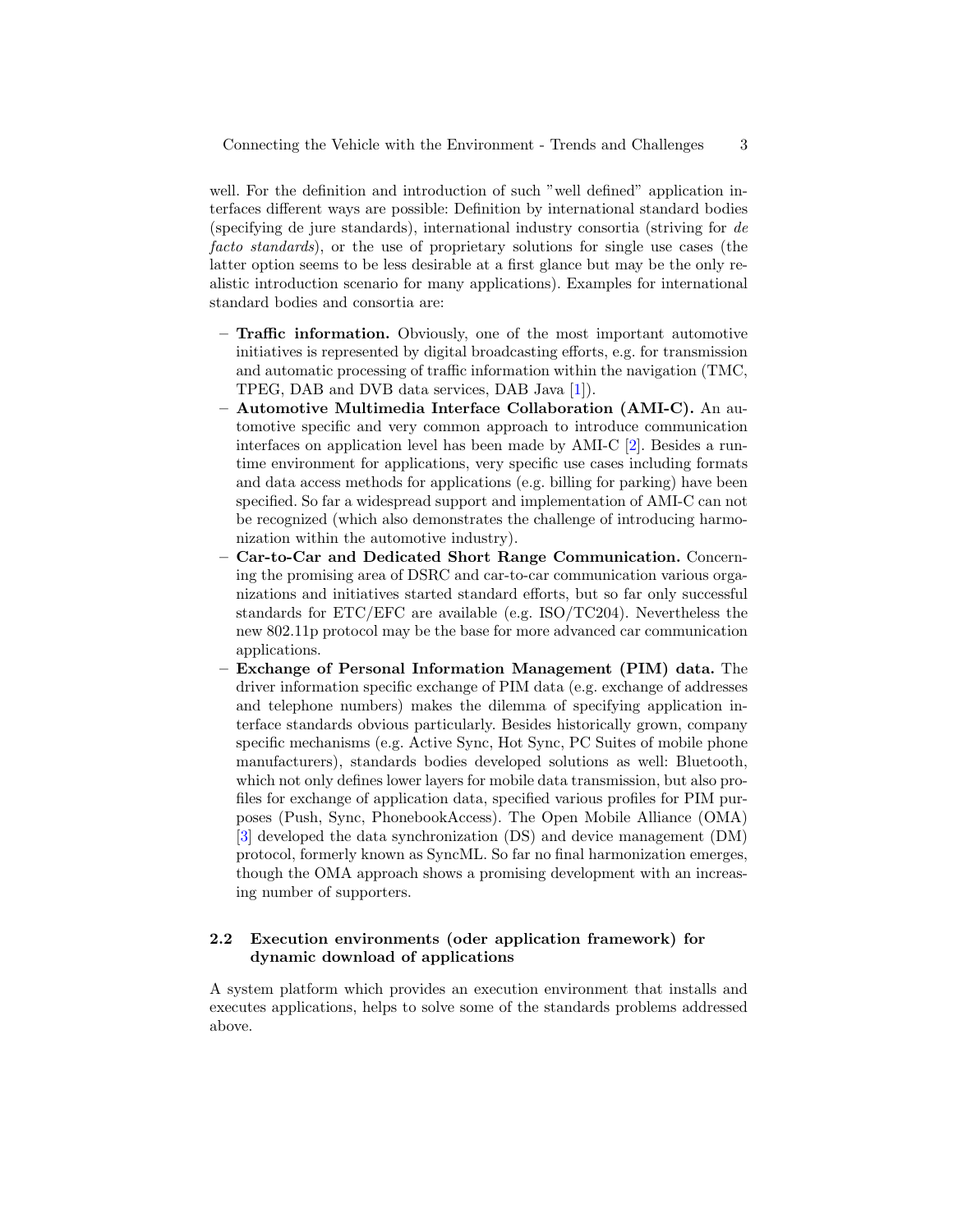well. For the definition and introduction of such "well defined" application interfaces different ways are possible: Definition by international standard bodies (specifying de jure standards), international industry consortia (striving for *de facto standards*), or the use of proprietary solutions for single use cases (the latter option seems to be less desirable at a first glance but may be the only realistic introduction scenario for many applications). Examples for international standard bodies and consortia are:

- **Traffic information.** Obviously, one of the most important automotive initiatives is represented by digital broadcasting efforts, e.g. for transmission and automatic processing of traffic information within the navigation (TMC, TPEG, DAB and DVB data services, DAB Java [1]).
- **Automotive Multimedia Interface Collaboration (AMI-C).** An automotive specific and very common approach to introduce communication interfaces on application level has been made by AMI-C [2]. Besides a runtime environment for applications, very specific use cases including formats and data access methods for applications (e.g. billing for parking) have been specified. So far a widespread support and implementation of AMI-C can not be recognized (which also demonstrates the challenge of introducing harmonization within the automotive industry).
- **Car-to-Car and Dedicated Short Range Communication.** Concerning the promising area of DSRC and car-to-car communication various organizations and initiatives started standard efforts, but so far only successful standards for ETC/EFC are available (e.g. ISO/TC204). Nevertheless the new 802.11p protocol may be the base for more advanced car communication applications.
- **Exchange of Personal Information Management (PIM) data.** The driver information specific exchange of PIM data (e.g. exchange of addresses and telephone numbers) makes the dilemma of specifying application interface standards obvious particularly. Besides historically grown, company specific mechanisms (e.g. Active Sync, Hot Sync, PC Suites of mobile phone manufacturers), standards bodies developed solutions as well: Bluetooth, which not only defines lower layers for mobile data transmission, but also profiles for exchange of application data, specified various profiles for PIM purposes (Push, Sync, PhonebookAccess). The Open Mobile Alliance (OMA) [3] developed the data synchronization (DS) and device management (DM) protocol, formerly known as SyncML. So far no final harmonization emerges, though the OMA approach shows a promising development with an increasing number of supporters.

### 2.2 Execution environments (oder application framework) for dynamic download of applications

A system platform which provides an execution environment that installs and executes applications, helps to solve some of the standards problems addressed above.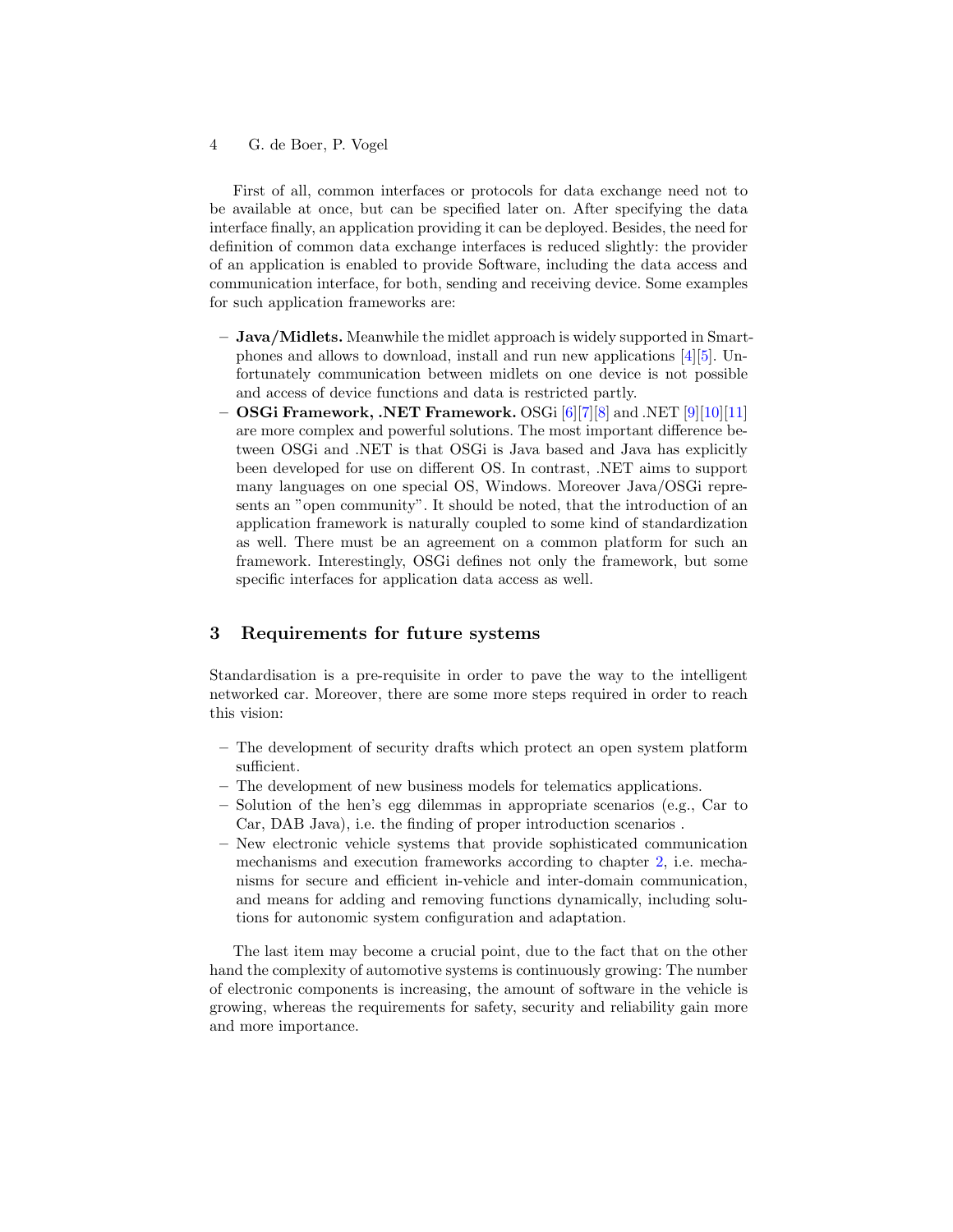First of all, common interfaces or protocols for data exchange need not to be available at once, but can be specified later on. After specifying the data interface finally, an application providing it can be deployed. Besides, the need for definition of common data exchange interfaces is reduced slightly: the provider of an application is enabled to provide Software, including the data access and communication interface, for both, sending and receiving device. Some examples for such application frameworks are:

- **Java/Midlets.** Meanwhile the midlet approach is widely supported in Smartphones and allows to download, install and run new applications [4][5]. Unfortunately communication between midlets on one device is not possible and access of device functions and data is restricted partly.
- **OSGi Framework, .NET Framework.** OSGi [6][7][8] and .NET [9][10][11] are more complex and powerful solutions. The most important difference between OSGi and .NET is that OSGi is Java based and Java has explicitly been developed for use on different OS. In contrast, .NET aims to support many languages on one special OS, Windows. Moreover Java/OSGi represents an "open community". It should be noted, that the introduction of an application framework is naturally coupled to some kind of standardization as well. There must be an agreement on a common platform for such an framework. Interestingly, OSGi defines not only the framework, but some specific interfaces for application data access as well.

## 3 Requirements for future systems

Standardisation is a pre-requisite in order to pave the way to the intelligent networked car. Moreover, there are some more steps required in order to reach this vision:

- The development of security drafts which protect an open system platform sufficient.
- The development of new business models for telematics applications.
- Solution of the hen's egg dilemmas in appropriate scenarios (e.g., Car to Car, DAB Java), i.e. the finding of proper introduction scenarios .
- New electronic vehicle systems that provide sophisticated communication mechanisms and execution frameworks according to chapter 2, i.e. mechanisms for secure and efficient in-vehicle and inter-domain communication, and means for adding and removing functions dynamically, including solutions for autonomic system configuration and adaptation.

The last item may become a crucial point, due to the fact that on the other hand the complexity of automotive systems is continuously growing: The number of electronic components is increasing, the amount of software in the vehicle is growing, whereas the requirements for safety, security and reliability gain more and more importance.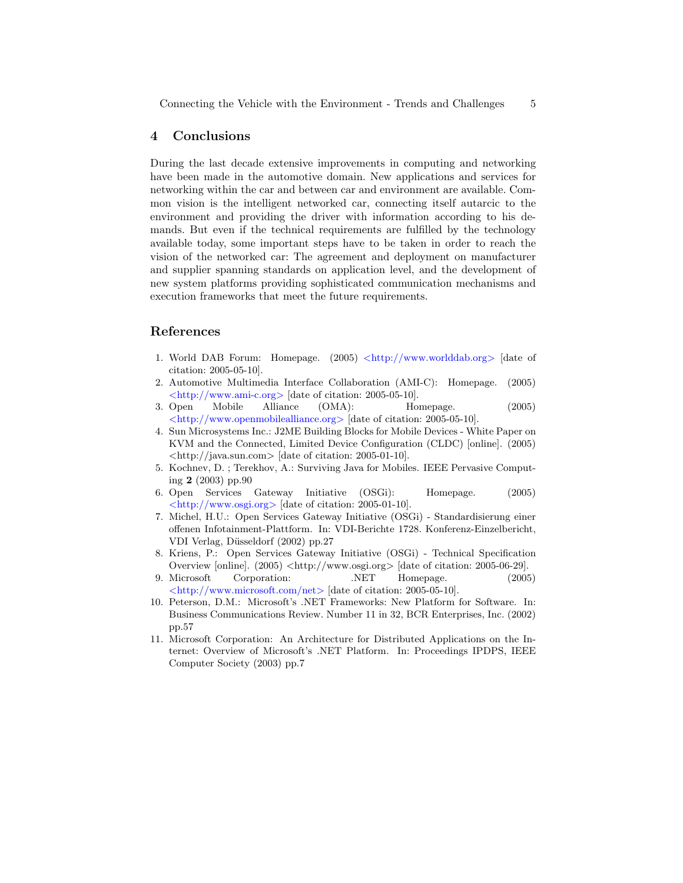## 4 Conclusions

During the last decade extensive improvements in computing and networking have been made in the automotive domain. New applications and services for networking within the car and between car and environment are available. Common vision is the intelligent networked car, connecting itself autarcic to the environment and providing the driver with information according to his demands. But even if the technical requirements are fulfilled by the technology available today, some important steps have to be taken in order to reach the vision of the networked car: The agreement and deployment on manufacturer and supplier spanning standards on application level, and the development of new system platforms providing sophisticated communication mechanisms and execution frameworks that meet the future requirements.

## References

1. World DAB Forum: Homepage. (2005) <http://www.worlddab.org> [date of citation: 2005-05-10].
2. Automotive Multimedia Interface Collaboration (AMI-C): Homepage. (2005) <http://www.ami-c.org> [date of citation: 2005-05-10].
3. Open Mobile Alliance (OMA): Homepage. (2005) <http://www.openmobilealliance.org> [date of citation: 2005-05-10].
4. Sun Microsystems Inc.: J2ME Building Blocks for Mobile Devices - White Paper on KVM and the Connected, Limited Device Configuration (CLDC) [online]. (2005) <http://java.sun.com> [date of citation: 2005-01-10].
5. Kochnev, D. ; Terekhov, A.: Surviving Java for Mobiles. IEEE Pervasive Computing **2** (2003) pp.90
6. Open Services Gateway Initiative (OSGi): Homepage. (2005) <http://www.osgi.org> [date of citation: 2005-01-10].
7. Michel, H.U.: Open Services Gateway Initiative (OSGi) - Standardisierung einer offenen Infotainment-Plattform. In: VDI-Berichte 1728. Konferenz-Einzelbericht, VDI Verlag, Düsseldorf (2002) pp.27
8. Kriens, P.: Open Services Gateway Initiative (OSGi) - Technical Specification Overview [online]. (2005) <http://www.osgi.org> [date of citation: 2005-06-29].
9. Microsoft Corporation: .NET Homepage. (2005) <http://www.microsoft.com/net> [date of citation: 2005-05-10].
10. Peterson, D.M.: Microsoft's .NET Frameworks: New Platform for Software. In: Business Communications Review. Number 11 in 32, BCR Enterprises, Inc. (2002) pp.57
11. Microsoft Corporation: An Architecture for Distributed Applications on the Internet: Overview of Microsoft's .NET Platform. In: Proceedings IPDPS, IEEE Computer Society (2003) pp.7